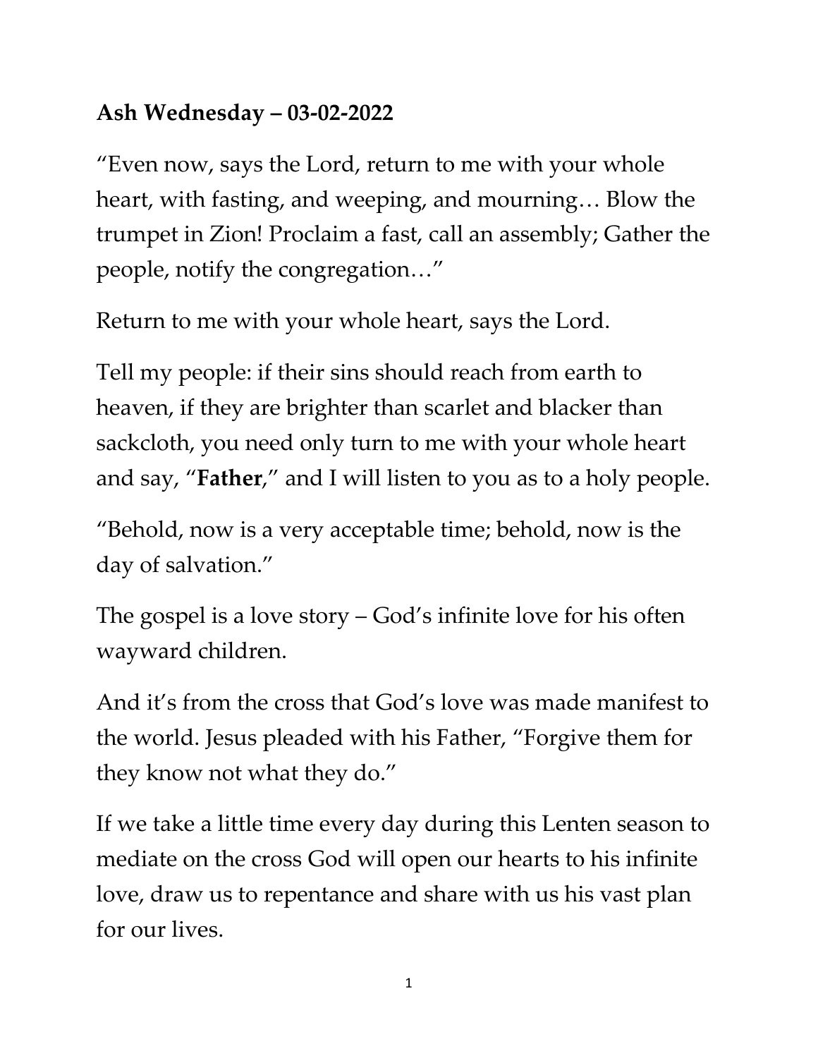**Ash Wednesday – 03-02-2022**

"Even now, says the Lord, return to me with your whole heart, with fasting, and weeping, and mourning… Blow the trumpet in Zion! Proclaim a fast, call an assembly; Gather the people, notify the congregation…"

Return to me with your whole heart, says the Lord.

Tell my people: if their sins should reach from earth to heaven, if they are brighter than scarlet and blacker than sackcloth, you need only turn to me with your whole heart and say, "**Father**," and I will listen to you as to a holy people.

"Behold, now is a very acceptable time; behold, now is the day of salvation."

The gospel is a love story – God's infinite love for his often wayward children.

And it's from the cross that God's love was made manifest to the world. Jesus pleaded with his Father, "Forgive them for they know not what they do."

If we take a little time every day during this Lenten season to mediate on the cross God will open our hearts to his infinite love, draw us to repentance and share with us his vast plan for our lives.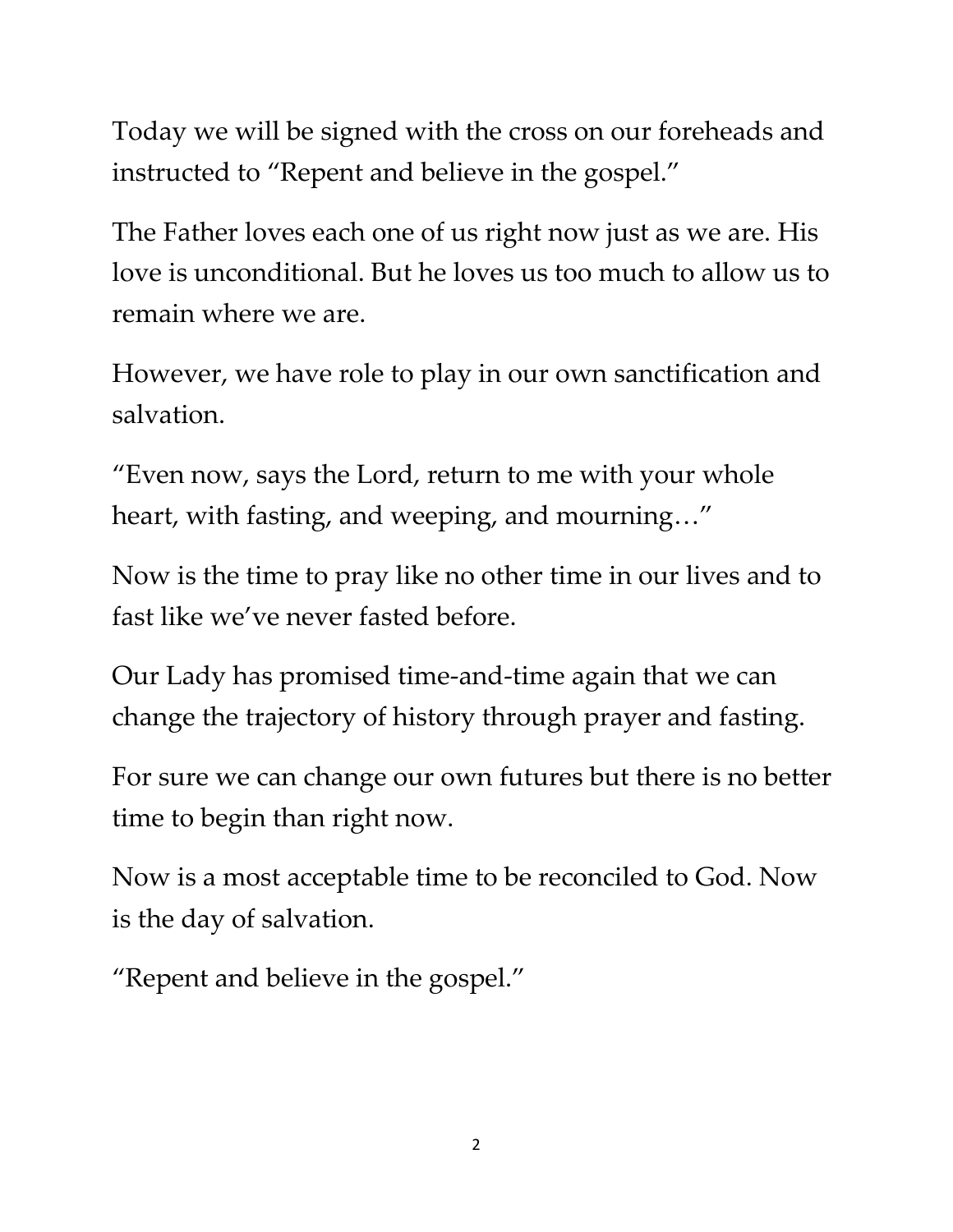Today we will be signed with the cross on our foreheads and instructed to “Repent and believe in the gospel.”

The Father loves each one of us right now just as we are. His love is unconditional. But he loves us too much to allow us to remain where we are.

However, we have role to play in our own sanctification and salvation.

“Even now, says the Lord, return to me with your whole heart, with fasting, and weeping, and mourning…”

Now is the time to pray like no other time in our lives and to fast like we’ve never fasted before.

Our Lady has promised time-and-time again that we can change the trajectory of history through prayer and fasting.

For sure we can change our own futures but there is no better time to begin than right now.

Now is a most acceptable time to be reconciled to God. Now is the day of salvation.

“Repent and believe in the gospel.”